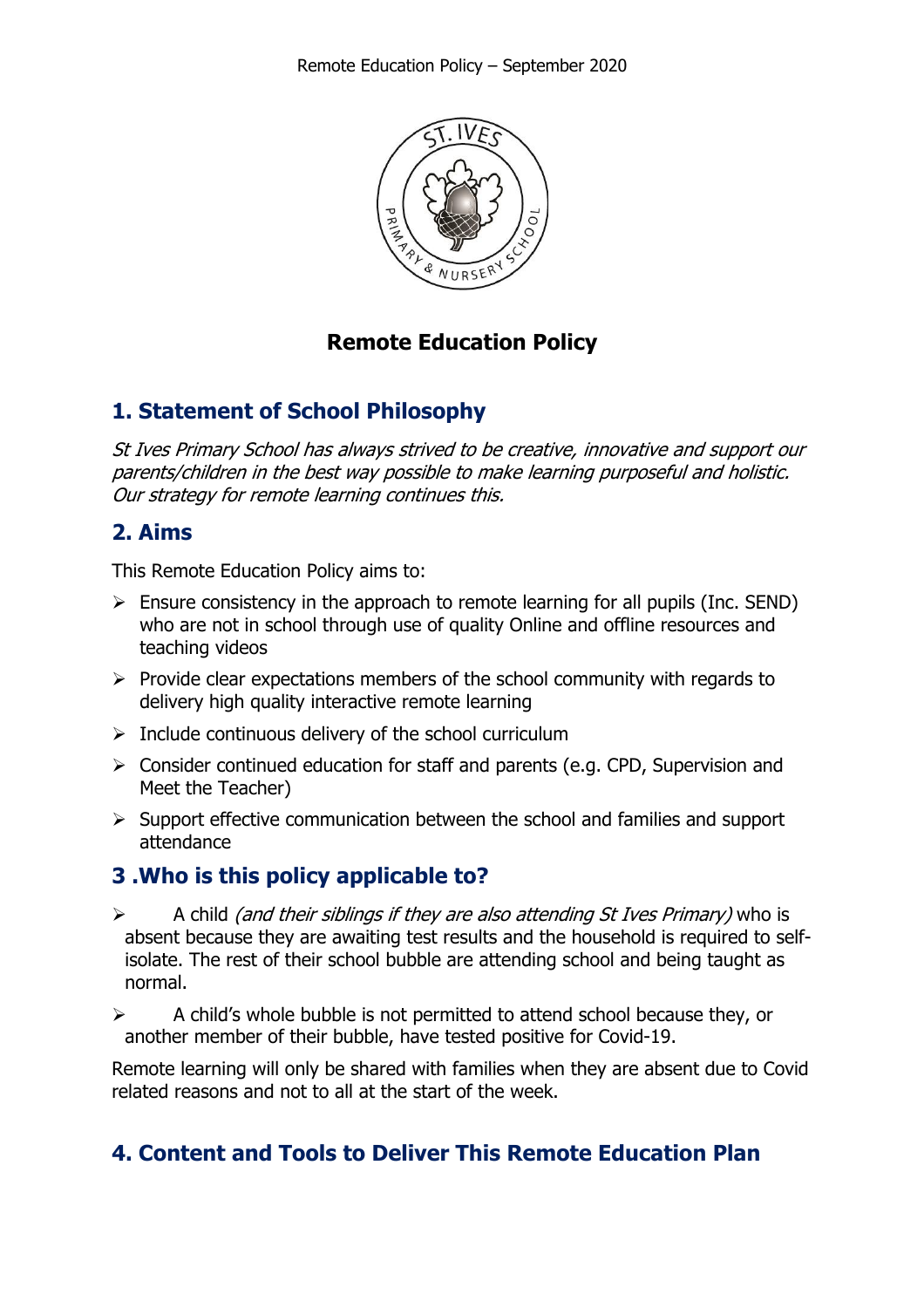# Remote Education Policy

## 1. Statement of School Philosophy

*St Ives Primary School has always strived to be creative, innovative and support our parents/children in the best way possible to make learning purposeful and holistic. Our strategy for remote learning continues this.*

## 2. Aims

This Remote Education Policy aims to:

- Ensure consistency in the approach to remote learning for all pupils (Inc. SEND) who are not in school through use of quality Online and offline resources and teaching videos
- Provide clear expectations members of the school community with regards to delivery high quality interactive remote learning
- Include continuous delivery of the school curriculum
- Consider continued education for staff and parents (e.g. CPD, Supervision and Meet the Teacher)
- Support effective communication between the school and families and support attendance

## 3 .Who is this policy applicable to?

- A child *(and their siblings if they are also attending St Ives Primary)* who is absent because they are awaiting test results and the household is required to self-isolate. The rest of their school bubble are attending school and being taught as normal.
- A child's whole bubble is not permitted to attend school because they, or another member of their bubble, have tested positive for Covid-19.

Remote learning will only be shared with families when they are absent due to Covid related reasons and not to all at the start of the week.

## 4. Content and Tools to Deliver This Remote Education Plan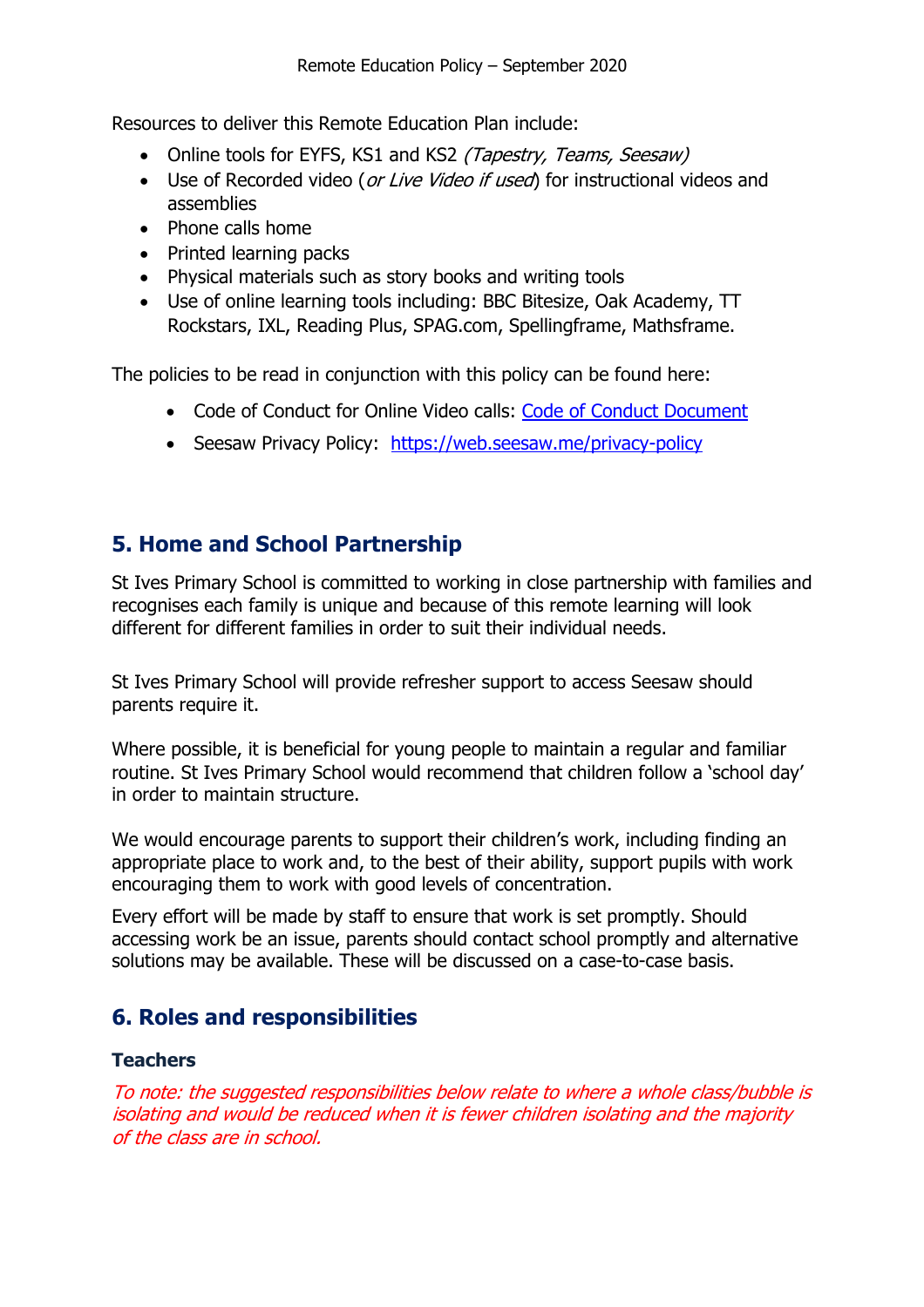Resources to deliver this Remote Education Plan include:

- Online tools for EYFS, KS1 and KS2 *(Tapestry, Teams, Seesaw)*
- Use of Recorded video (*or Live Video if used*) for instructional videos and assemblies
- Phone calls home
- Printed learning packs
- Physical materials such as story books and writing tools
- Use of online learning tools including: BBC Bitesize, Oak Academy, TT Rockstars, IXL, Reading Plus, SPAG.com, Spellingframe, Mathsframe.

The policies to be read in conjunction with this policy can be found here:

- Code of Conduct for Online Video calls: Code of Conduct Document
- Seesaw Privacy Policy: https://web.seesaw.me/privacy-policy

## 5. Home and School Partnership

St Ives Primary School is committed to working in close partnership with families and recognises each family is unique and because of this remote learning will look different for different families in order to suit their individual needs.

St Ives Primary School will provide refresher support to access Seesaw should parents require it.

Where possible, it is beneficial for young people to maintain a regular and familiar routine. St Ives Primary School would recommend that children follow a 'school day' in order to maintain structure.

We would encourage parents to support their children's work, including finding an appropriate place to work and, to the best of their ability, support pupils with work encouraging them to work with good levels of concentration.

Every effort will be made by staff to ensure that work is set promptly. Should accessing work be an issue, parents should contact school promptly and alternative solutions may be available. These will be discussed on a case-to-case basis.

## 6. Roles and responsibilities

### Teachers

*To note: the suggested responsibilities below relate to where a whole class/bubble is isolating and would be reduced when it is fewer children isolating and the majority of the class are in school.*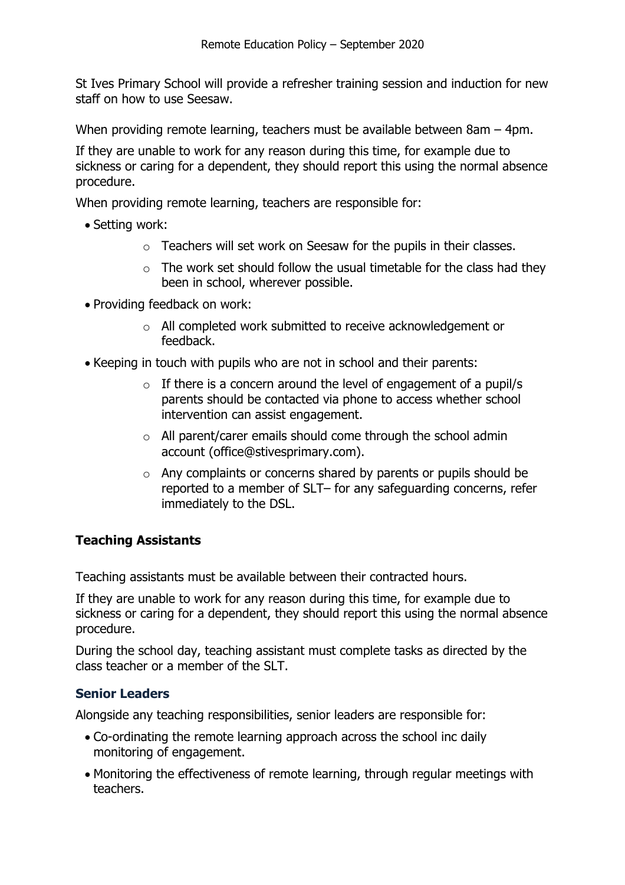St Ives Primary School will provide a refresher training session and induction for new staff on how to use Seesaw.

When providing remote learning, teachers must be available between 8am – 4pm.

If they are unable to work for any reason during this time, for example due to sickness or caring for a dependent, they should report this using the normal absence procedure.

When providing remote learning, teachers are responsible for:

- Setting work:
    - Teachers will set work on Seesaw for the pupils in their classes.
    - The work set should follow the usual timetable for the class had they been in school, wherever possible.
- Providing feedback on work:
    - All completed work submitted to receive acknowledgement or feedback.
- Keeping in touch with pupils who are not in school and their parents:
    - If there is a concern around the level of engagement of a pupil/s parents should be contacted via phone to access whether school intervention can assist engagement.
    - All parent/carer emails should come through the school admin account (office@stivesprimary.com).
    - Any complaints or concerns shared by parents or pupils should be reported to a member of SLT– for any safeguarding concerns, refer immediately to the DSL.

**Teaching Assistants**

Teaching assistants must be available between their contracted hours.

If they are unable to work for any reason during this time, for example due to sickness or caring for a dependent, they should report this using the normal absence procedure.

During the school day, teaching assistant must complete tasks as directed by the class teacher or a member of the SLT.

### Senior Leaders

Alongside any teaching responsibilities, senior leaders are responsible for:

- Co-ordinating the remote learning approach across the school inc daily monitoring of engagement.
- Monitoring the effectiveness of remote learning, through regular meetings with teachers.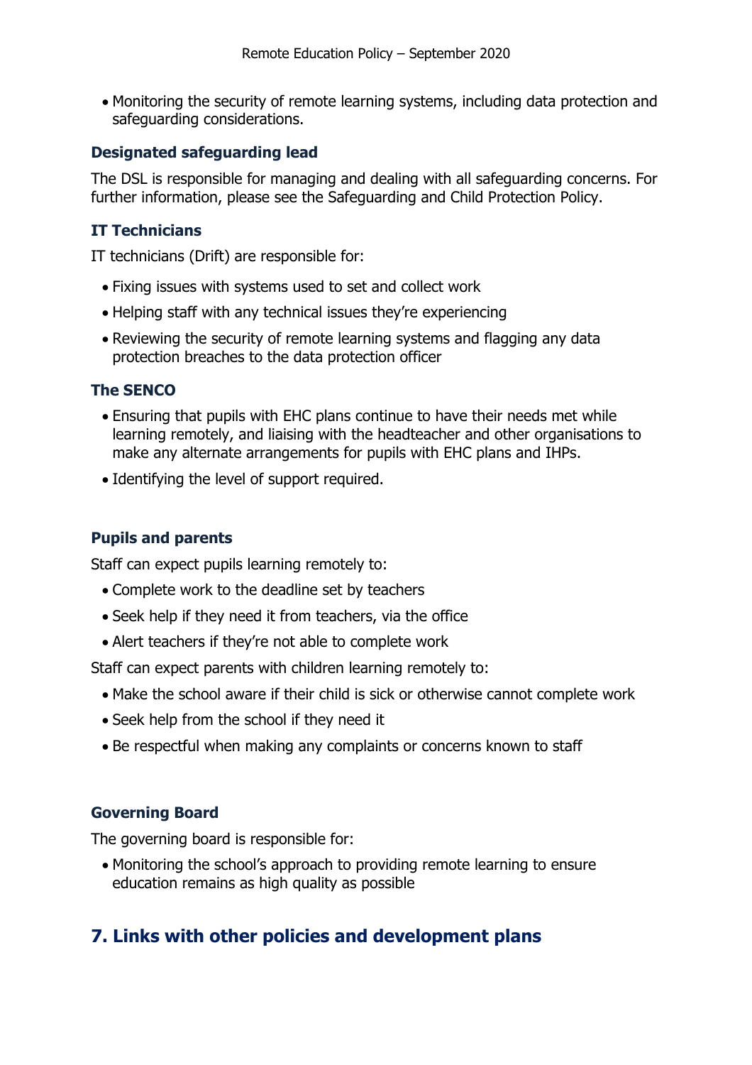- Monitoring the security of remote learning systems, including data protection and safeguarding considerations.

### Designated safeguarding lead

The DSL is responsible for managing and dealing with all safeguarding concerns. For further information, please see the Safeguarding and Child Protection Policy.

### IT Technicians

IT technicians (Drift) are responsible for:

- Fixing issues with systems used to set and collect work
- Helping staff with any technical issues they're experiencing
- Reviewing the security of remote learning systems and flagging any data protection breaches to the data protection officer

### The SENCO

- Ensuring that pupils with EHC plans continue to have their needs met while learning remotely, and liaising with the headteacher and other organisations to make any alternate arrangements for pupils with EHC plans and IHPs.
- Identifying the level of support required.

### Pupils and parents

Staff can expect pupils learning remotely to:

- Complete work to the deadline set by teachers
- Seek help if they need it from teachers, via the office
- Alert teachers if they're not able to complete work

Staff can expect parents with children learning remotely to:

- Make the school aware if their child is sick or otherwise cannot complete work
- Seek help from the school if they need it
- Be respectful when making any complaints or concerns known to staff

### Governing Board

The governing board is responsible for:

- Monitoring the school's approach to providing remote learning to ensure education remains as high quality as possible

## 7. Links with other policies and development plans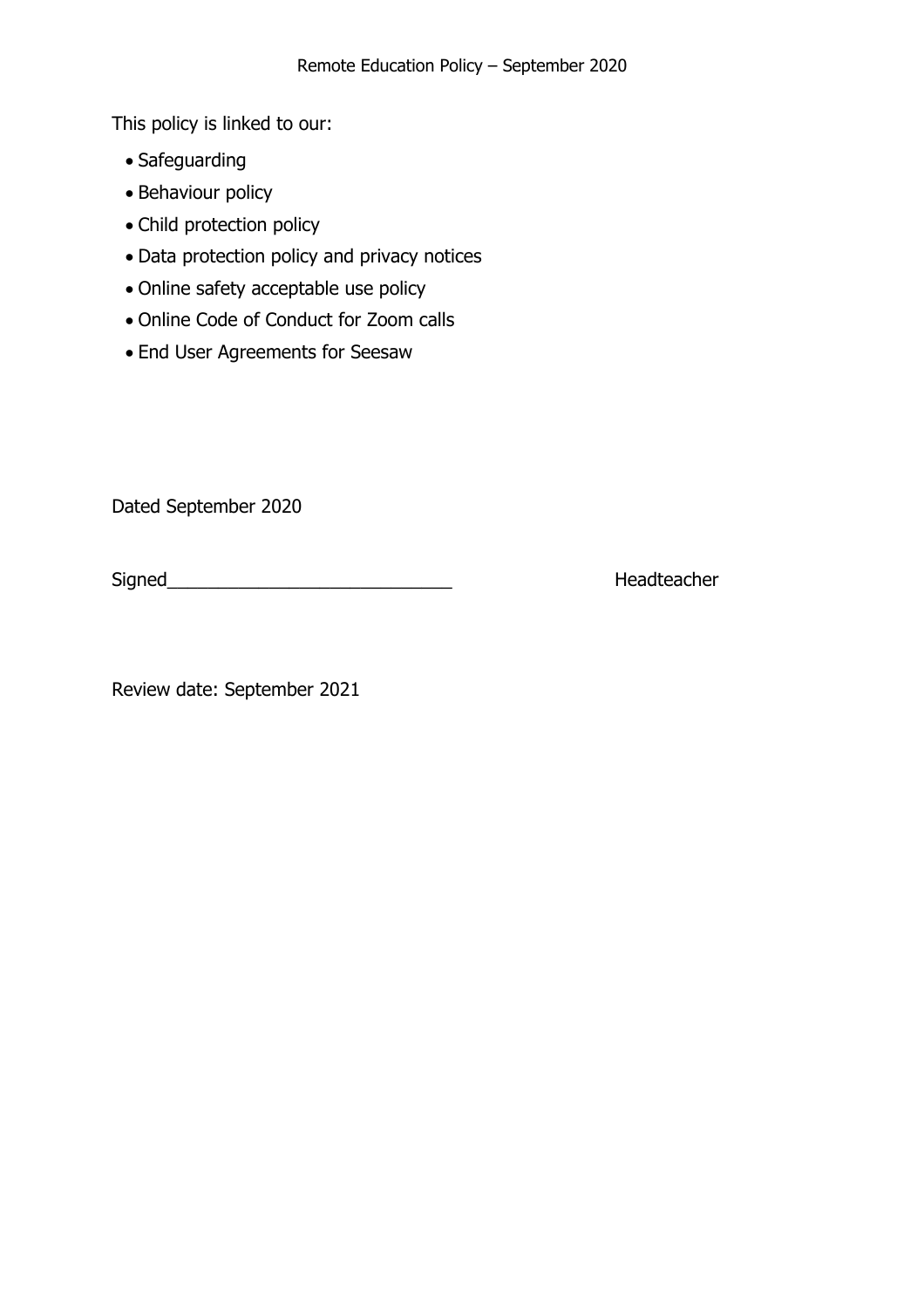This policy is linked to our:

- Safeguarding
- Behaviour policy
- Child protection policy
- Data protection policy and privacy notices
- Online safety acceptable use policy
- Online Code of Conduct for Zoom calls
- End User Agreements for Seesaw

Dated September 2020

Signed___________________________ Headteacher

Review date: September 2021